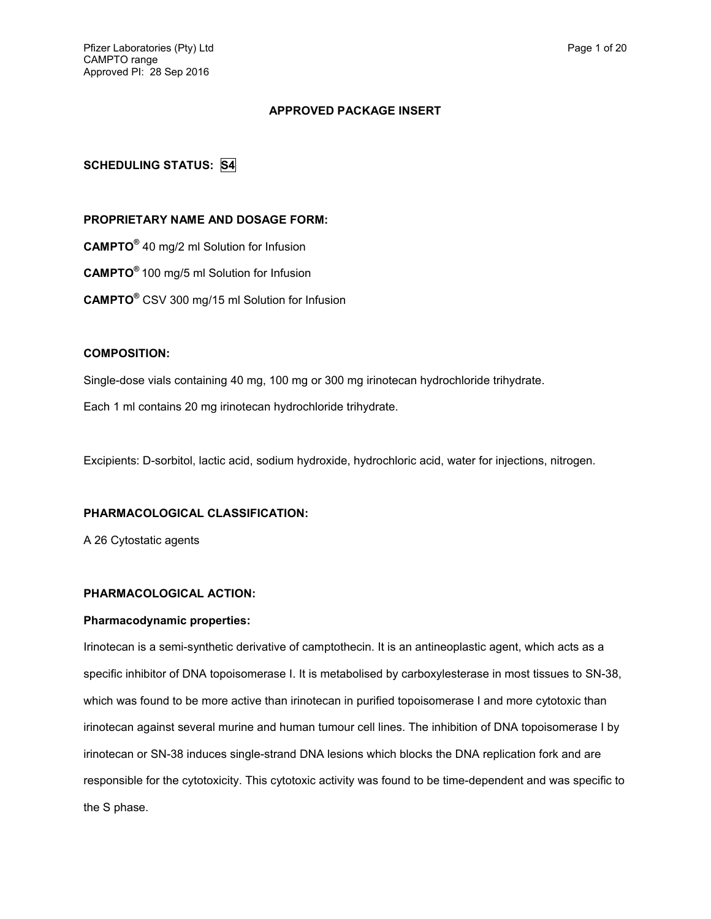# APPROVED PACKAGE INSERT

**SCHEDULING STATUS: S4**

**PROPRIETARY NAME AND DOSAGE FORM:**

**CAMPTO®** 40 mg/2 ml Solution for Infusion

**CAMPTO®** 100 mg/5 ml Solution for Infusion

**CAMPTO®** CSV 300 mg/15 ml Solution for Infusion

**COMPOSITION:**

Single-dose vials containing 40 mg, 100 mg or 300 mg irinotecan hydrochloride trihydrate.

Each 1 ml contains 20 mg irinotecan hydrochloride trihydrate.

Excipients: D-sorbitol, lactic acid, sodium hydroxide, hydrochloric acid, water for injections, nitrogen.

**PHARMACOLOGICAL CLASSIFICATION:**

A 26 Cytostatic agents

**PHARMACOLOGICAL ACTION:**

**Pharmacodynamic properties:**

Irinotecan is a semi-synthetic derivative of camptothecin. It is an antineoplastic agent, which acts as a specific inhibitor of DNA topoisomerase I. It is metabolised by carboxylesterase in most tissues to SN-38, which was found to be more active than irinotecan in purified topoisomerase I and more cytotoxic than irinotecan against several murine and human tumour cell lines. The inhibition of DNA topoisomerase I by irinotecan or SN-38 induces single-strand DNA lesions which blocks the DNA replication fork and are responsible for the cytotoxicity. This cytotoxic activity was found to be time-dependent and was specific to the S phase.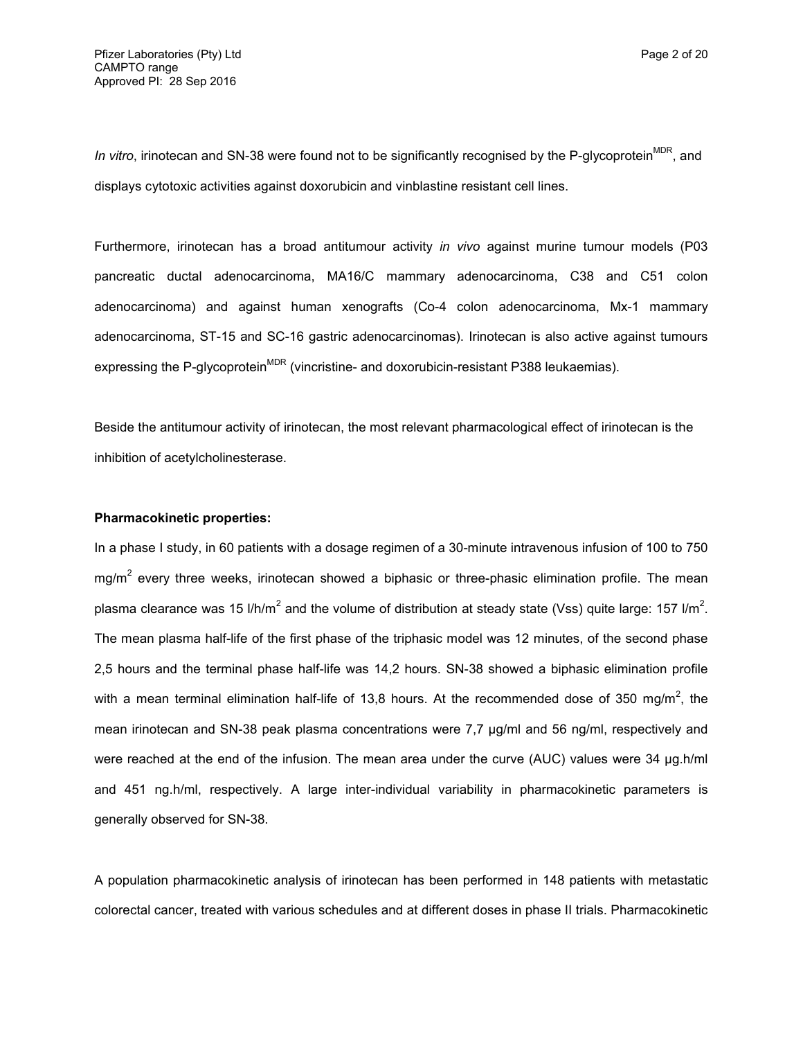*In vitro*, irinotecan and SN-38 were found not to be significantly recognised by the P-glycoprotein$^{MDR}$, and displays cytotoxic activities against doxorubicin and vinblastine resistant cell lines.

Furthermore, irinotecan has a broad antitumour activity *in vivo* against murine tumour models (P03 pancreatic ductal adenocarcinoma, MA16/C mammary adenocarcinoma, C38 and C51 colon adenocarcinoma) and against human xenografts (Co-4 colon adenocarcinoma, Mx-1 mammary adenocarcinoma, ST-15 and SC-16 gastric adenocarcinomas). Irinotecan is also active against tumours expressing the P-glycoprotein$^{MDR}$ (vincristine- and doxorubicin-resistant P388 leukaemias).

Beside the antitumour activity of irinotecan, the most relevant pharmacological effect of irinotecan is the inhibition of acetylcholinesterase.

**Pharmacokinetic properties:**

In a phase I study, in 60 patients with a dosage regimen of a 30-minute intravenous infusion of 100 to 750 mg/m$^2$ every three weeks, irinotecan showed a biphasic or three-phasic elimination profile. The mean plasma clearance was 15 l/h/m$^2$ and the volume of distribution at steady state (Vss) quite large: 157 l/m$^2$. The mean plasma half-life of the first phase of the triphasic model was 12 minutes, of the second phase 2,5 hours and the terminal phase half-life was 14,2 hours. SN-38 showed a biphasic elimination profile with a mean terminal elimination half-life of 13,8 hours. At the recommended dose of 350 mg/m$^2$, the mean irinotecan and SN-38 peak plasma concentrations were 7,7 µg/ml and 56 ng/ml, respectively and were reached at the end of the infusion. The mean area under the curve (AUC) values were 34 µg.h/ml and 451 ng.h/ml, respectively. A large inter-individual variability in pharmacokinetic parameters is generally observed for SN-38.

A population pharmacokinetic analysis of irinotecan has been performed in 148 patients with metastatic colorectal cancer, treated with various schedules and at different doses in phase II trials. Pharmacokinetic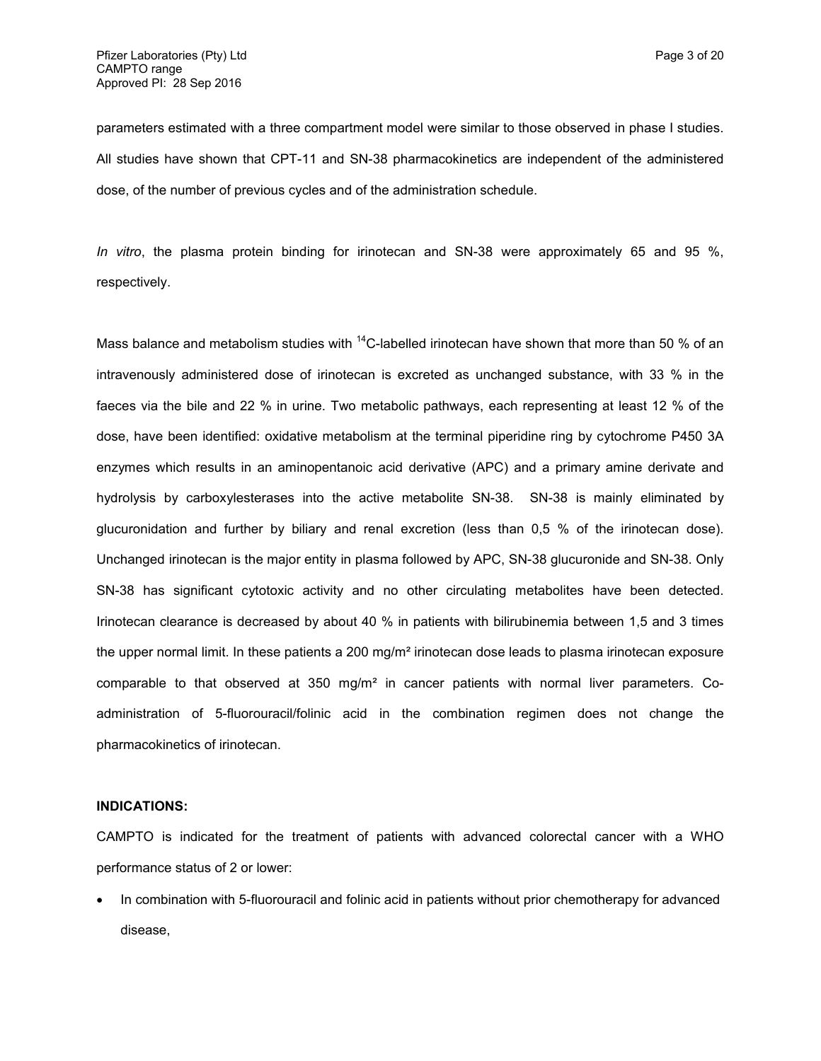parameters estimated with a three compartment model were similar to those observed in phase I studies. All studies have shown that CPT-11 and SN-38 pharmacokinetics are independent of the administered dose, of the number of previous cycles and of the administration schedule.

*In vitro*, the plasma protein binding for irinotecan and SN-38 were approximately 65 and 95 %, respectively.

Mass balance and metabolism studies with $^{14}C$-labelled irinotecan have shown that more than 50 % of an intravenously administered dose of irinotecan is excreted as unchanged substance, with 33 % in the faeces via the bile and 22 % in urine. Two metabolic pathways, each representing at least 12 % of the dose, have been identified: oxidative metabolism at the terminal piperidine ring by cytochrome P450 3A enzymes which results in an aminopentanoic acid derivative (APC) and a primary amine derivate and hydrolysis by carboxylesterases into the active metabolite SN-38. SN-38 is mainly eliminated by glucuronidation and further by biliary and renal excretion (less than 0,5 % of the irinotecan dose). Unchanged irinotecan is the major entity in plasma followed by APC, SN-38 glucuronide and SN-38. Only SN-38 has significant cytotoxic activity and no other circulating metabolites have been detected. Irinotecan clearance is decreased by about 40 % in patients with bilirubinemia between 1,5 and 3 times the upper normal limit. In these patients a 200 mg/m² irinotecan dose leads to plasma irinotecan exposure comparable to that observed at 350 mg/m² in cancer patients with normal liver parameters. Co-administration of 5-fluorouracil/folinic acid in the combination regimen does not change the pharmacokinetics of irinotecan.

**INDICATIONS:**

CAMPTO is indicated for the treatment of patients with advanced colorectal cancer with a WHO performance status of 2 or lower:

- In combination with 5-fluorouracil and folinic acid in patients without prior chemotherapy for advanced disease,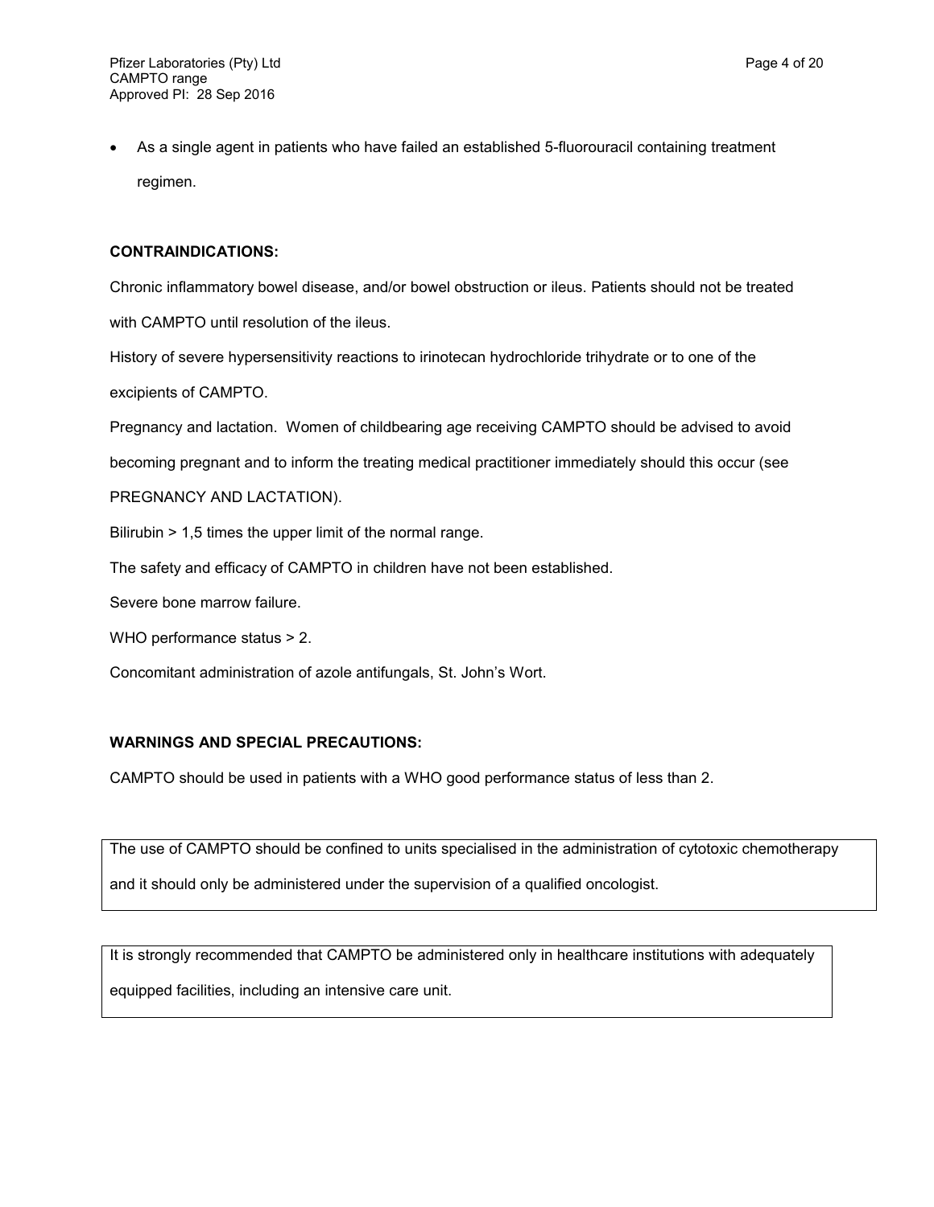- As a single agent in patients who have failed an established 5-fluorouracil containing treatment regimen.

**CONTRAINDICATIONS:**

Chronic inflammatory bowel disease, and/or bowel obstruction or ileus. Patients should not be treated with CAMPTO until resolution of the ileus.

History of severe hypersensitivity reactions to irinotecan hydrochloride trihydrate or to one of the excipients of CAMPTO.

Pregnancy and lactation. Women of childbearing age receiving CAMPTO should be advised to avoid becoming pregnant and to inform the treating medical practitioner immediately should this occur (see PREGNANCY AND LACTATION).

Bilirubin > 1,5 times the upper limit of the normal range.

The safety and efficacy of CAMPTO in children have not been established.

Severe bone marrow failure.

WHO performance status > 2.

Concomitant administration of azole antifungals, St. John's Wort.

**WARNINGS AND SPECIAL PRECAUTIONS:**

CAMPTO should be used in patients with a WHO good performance status of less than 2.

| The use of CAMPTO should be confined to units specialised in the administration of cytotoxic chemotherapy and it should only be administered under the supervision of a qualified oncologist. |
|---|

| It is strongly recommended that CAMPTO be administered only in healthcare institutions with adequately equipped facilities, including an intensive care unit. |
|---|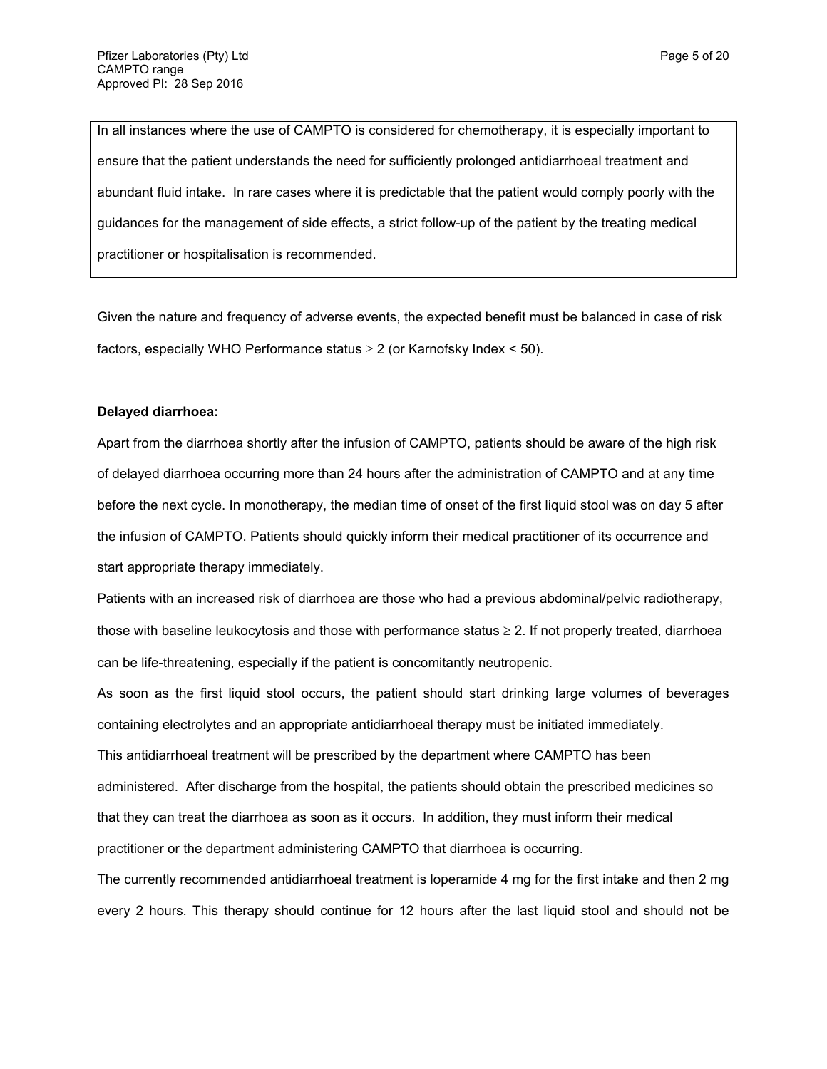In all instances where the use of CAMPTO is considered for chemotherapy, it is especially important to ensure that the patient understands the need for sufficiently prolonged antidiarrhoeal treatment and abundant fluid intake. In rare cases where it is predictable that the patient would comply poorly with the guidances for the management of side effects, a strict follow-up of the patient by the treating medical practitioner or hospitalisation is recommended.

Given the nature and frequency of adverse events, the expected benefit must be balanced in case of risk factors, especially WHO Performance status ≥ 2 (or Karnofsky Index < 50).

**Delayed diarrhoea:**

Apart from the diarrhoea shortly after the infusion of CAMPTO, patients should be aware of the high risk of delayed diarrhoea occurring more than 24 hours after the administration of CAMPTO and at any time before the next cycle. In monotherapy, the median time of onset of the first liquid stool was on day 5 after the infusion of CAMPTO. Patients should quickly inform their medical practitioner of its occurrence and start appropriate therapy immediately.

Patients with an increased risk of diarrhoea are those who had a previous abdominal/pelvic radiotherapy, those with baseline leukocytosis and those with performance status ≥ 2. If not properly treated, diarrhoea can be life-threatening, especially if the patient is concomitantly neutropenic.

As soon as the first liquid stool occurs, the patient should start drinking large volumes of beverages containing electrolytes and an appropriate antidiarrhoeal therapy must be initiated immediately.

This antidiarrhoeal treatment will be prescribed by the department where CAMPTO has been administered. After discharge from the hospital, the patients should obtain the prescribed medicines so that they can treat the diarrhoea as soon as it occurs. In addition, they must inform their medical practitioner or the department administering CAMPTO that diarrhoea is occurring.

The currently recommended antidiarrhoeal treatment is loperamide 4 mg for the first intake and then 2 mg every 2 hours. This therapy should continue for 12 hours after the last liquid stool and should not be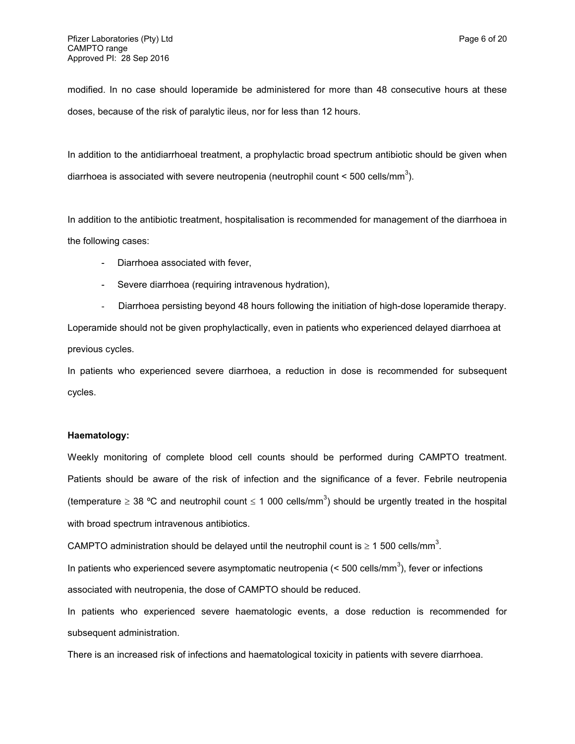modified. In no case should loperamide be administered for more than 48 consecutive hours at these doses, because of the risk of paralytic ileus, nor for less than 12 hours.

In addition to the antidiarrhoeal treatment, a prophylactic broad spectrum antibiotic should be given when diarrhoea is associated with severe neutropenia (neutrophil count < 500 cells/$mm^3$).

In addition to the antibiotic treatment, hospitalisation is recommended for management of the diarrhoea in the following cases:

- Diarrhoea associated with fever,
- Severe diarrhoea (requiring intravenous hydration),
- Diarrhoea persisting beyond 48 hours following the initiation of high-dose loperamide therapy.

Loperamide should not be given prophylactically, even in patients who experienced delayed diarrhoea at previous cycles.

In patients who experienced severe diarrhoea, a reduction in dose is recommended for subsequent cycles.

**Haematology:**

Weekly monitoring of complete blood cell counts should be performed during CAMPTO treatment. Patients should be aware of the risk of infection and the significance of a fever. Febrile neutropenia (temperature $\geq$ 38 ºC and neutrophil count $\leq$ 1 000 cells/$mm^3$) should be urgently treated in the hospital with broad spectrum intravenous antibiotics.

CAMPTO administration should be delayed until the neutrophil count is $\geq$ 1 500 cells/$mm^3$.

In patients who experienced severe asymptomatic neutropenia (< 500 cells/$mm^3$), fever or infections associated with neutropenia, the dose of CAMPTO should be reduced.

In patients who experienced severe haematologic events, a dose reduction is recommended for subsequent administration.

There is an increased risk of infections and haematological toxicity in patients with severe diarrhoea.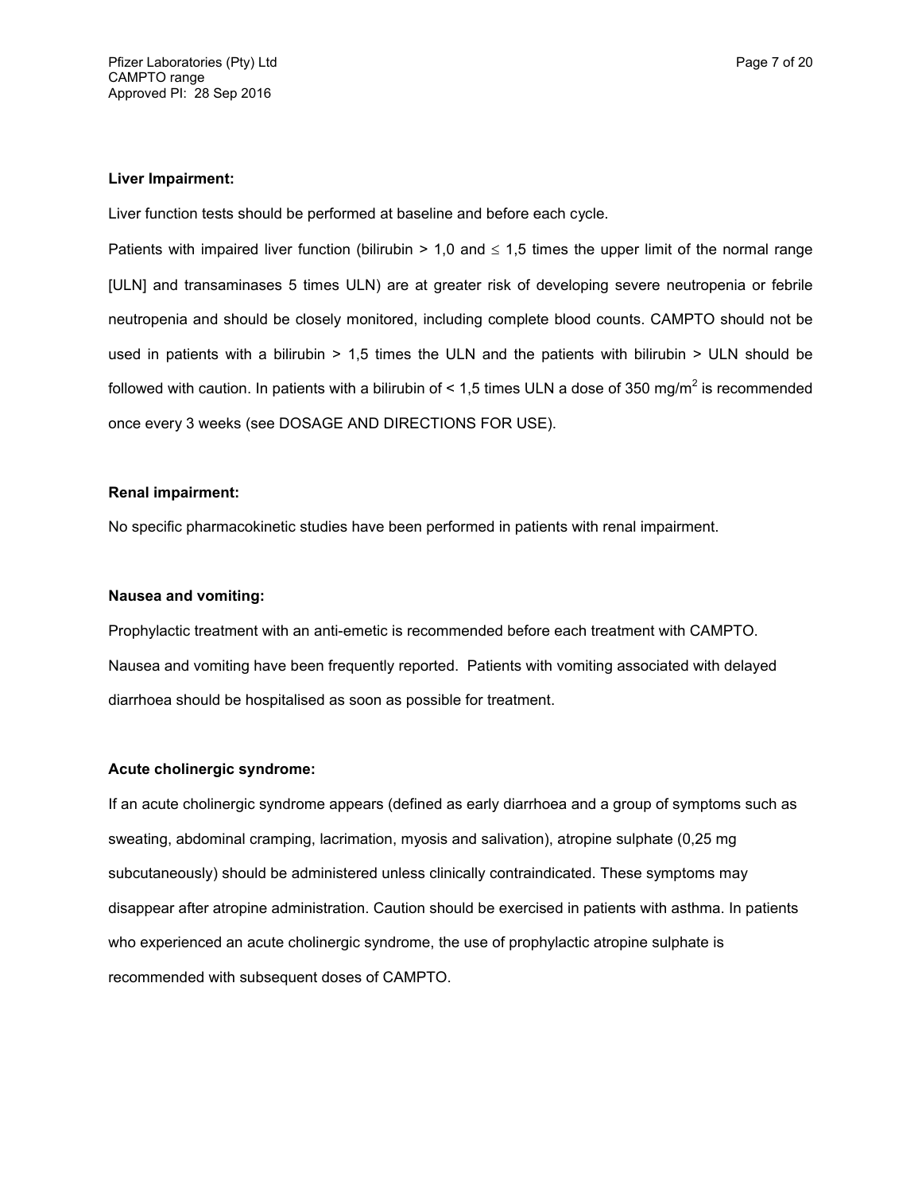**Liver Impairment:**

Liver function tests should be performed at baseline and before each cycle.

Patients with impaired liver function (bilirubin > 1,0 and ≤ 1,5 times the upper limit of the normal range [ULN] and transaminases 5 times ULN) are at greater risk of developing severe neutropenia or febrile neutropenia and should be closely monitored, including complete blood counts. CAMPTO should not be used in patients with a bilirubin > 1,5 times the ULN and the patients with bilirubin > ULN should be followed with caution. In patients with a bilirubin of < 1,5 times ULN a dose of 350 mg/$m^2$ is recommended once every 3 weeks (see DOSAGE AND DIRECTIONS FOR USE).

**Renal impairment:**

No specific pharmacokinetic studies have been performed in patients with renal impairment.

**Nausea and vomiting:**

Prophylactic treatment with an anti-emetic is recommended before each treatment with CAMPTO. Nausea and vomiting have been frequently reported. Patients with vomiting associated with delayed diarrhoea should be hospitalised as soon as possible for treatment.

**Acute cholinergic syndrome:**

If an acute cholinergic syndrome appears (defined as early diarrhoea and a group of symptoms such as sweating, abdominal cramping, lacrimation, myosis and salivation), atropine sulphate (0,25 mg subcutaneously) should be administered unless clinically contraindicated. These symptoms may disappear after atropine administration. Caution should be exercised in patients with asthma. In patients who experienced an acute cholinergic syndrome, the use of prophylactic atropine sulphate is recommended with subsequent doses of CAMPTO.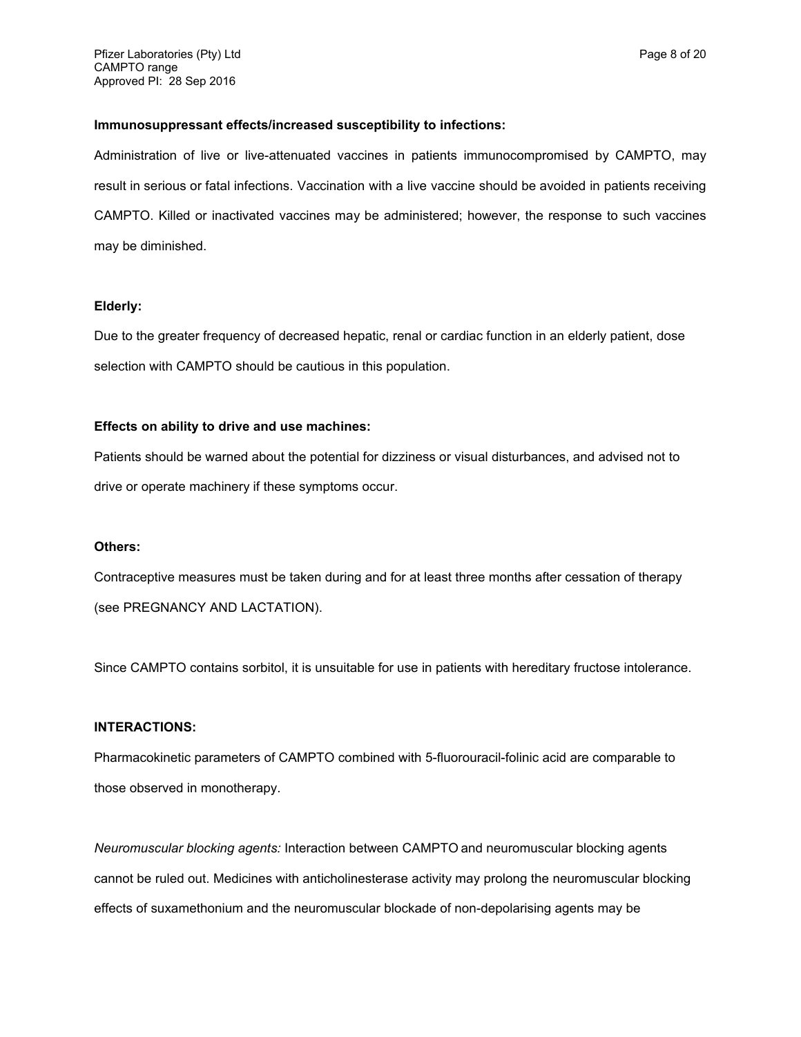**Immunosuppressant effects/increased susceptibility to infections:**

Administration of live or live-attenuated vaccines in patients immunocompromised by CAMPTO, may result in serious or fatal infections. Vaccination with a live vaccine should be avoided in patients receiving CAMPTO. Killed or inactivated vaccines may be administered; however, the response to such vaccines may be diminished.

**Elderly:**

Due to the greater frequency of decreased hepatic, renal or cardiac function in an elderly patient, dose selection with CAMPTO should be cautious in this population.

**Effects on ability to drive and use machines:**

Patients should be warned about the potential for dizziness or visual disturbances, and advised not to drive or operate machinery if these symptoms occur.

**Others:**

Contraceptive measures must be taken during and for at least three months after cessation of therapy (see PREGNANCY AND LACTATION).

Since CAMPTO contains sorbitol, it is unsuitable for use in patients with hereditary fructose intolerance.

**INTERACTIONS:**

Pharmacokinetic parameters of CAMPTO combined with 5-fluorouracil-folinic acid are comparable to those observed in monotherapy.

*Neuromuscular blocking agents:* Interaction between CAMPTO and neuromuscular blocking agents cannot be ruled out. Medicines with anticholinesterase activity may prolong the neuromuscular blocking effects of suxamethonium and the neuromuscular blockade of non-depolarising agents may be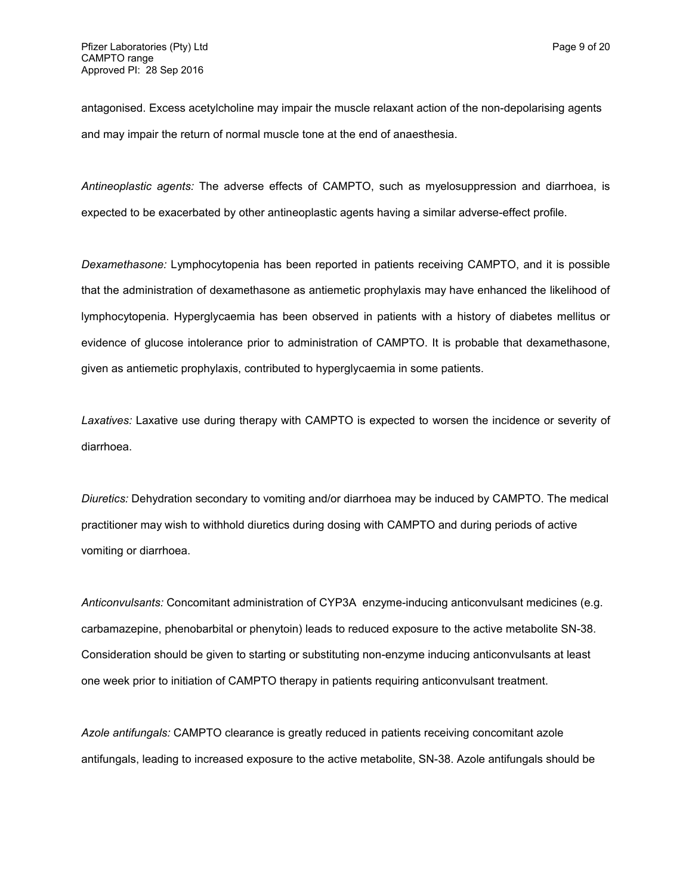antagonised. Excess acetylcholine may impair the muscle relaxant action of the non-depolarising agents and may impair the return of normal muscle tone at the end of anaesthesia.

*Antineoplastic agents:* The adverse effects of CAMPTO, such as myelosuppression and diarrhoea, is expected to be exacerbated by other antineoplastic agents having a similar adverse-effect profile.

*Dexamethasone:* Lymphocytopenia has been reported in patients receiving CAMPTO, and it is possible that the administration of dexamethasone as antiemetic prophylaxis may have enhanced the likelihood of lymphocytopenia. Hyperglycaemia has been observed in patients with a history of diabetes mellitus or evidence of glucose intolerance prior to administration of CAMPTO. It is probable that dexamethasone, given as antiemetic prophylaxis, contributed to hyperglycaemia in some patients.

*Laxatives:* Laxative use during therapy with CAMPTO is expected to worsen the incidence or severity of diarrhoea.

*Diuretics:* Dehydration secondary to vomiting and/or diarrhoea may be induced by CAMPTO. The medical practitioner may wish to withhold diuretics during dosing with CAMPTO and during periods of active vomiting or diarrhoea.

*Anticonvulsants:* Concomitant administration of CYP3A enzyme-inducing anticonvulsant medicines (e.g. carbamazepine, phenobarbital or phenytoin) leads to reduced exposure to the active metabolite SN-38. Consideration should be given to starting or substituting non-enzyme inducing anticonvulsants at least one week prior to initiation of CAMPTO therapy in patients requiring anticonvulsant treatment.

*Azole antifungals:* CAMPTO clearance is greatly reduced in patients receiving concomitant azole antifungals, leading to increased exposure to the active metabolite, SN-38. Azole antifungals should be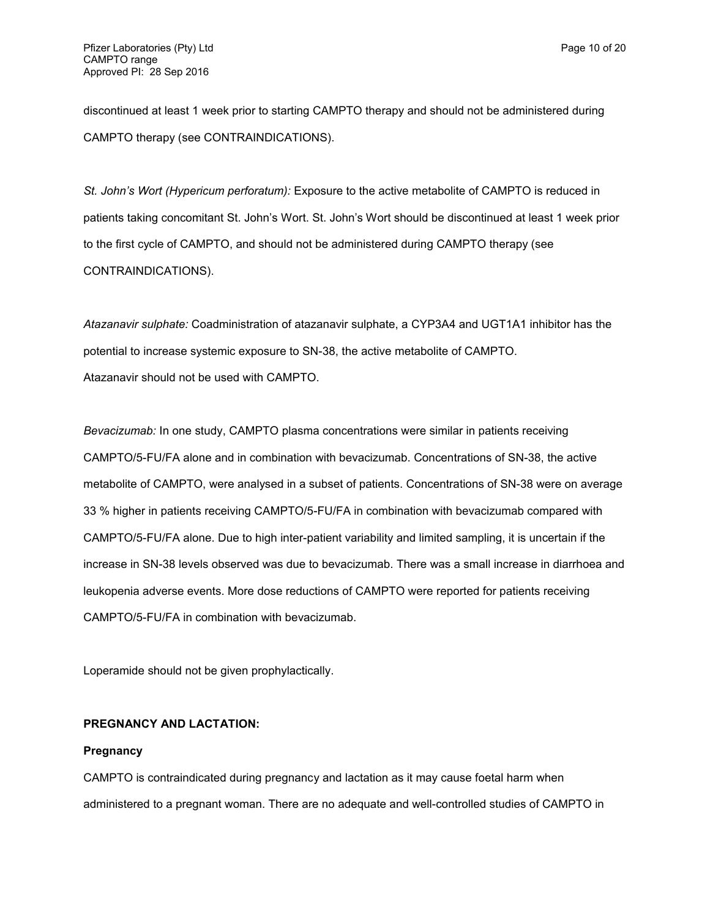discontinued at least 1 week prior to starting CAMPTO therapy and should not be administered during CAMPTO therapy (see CONTRAINDICATIONS).

*St. John's Wort (Hypericum perforatum):* Exposure to the active metabolite of CAMPTO is reduced in patients taking concomitant St. John's Wort. St. John's Wort should be discontinued at least 1 week prior to the first cycle of CAMPTO, and should not be administered during CAMPTO therapy (see CONTRAINDICATIONS).

*Atazanavir sulphate:* Coadministration of atazanavir sulphate, a CYP3A4 and UGT1A1 inhibitor has the potential to increase systemic exposure to SN-38, the active metabolite of CAMPTO.
Atazanavir should not be used with CAMPTO.

*Bevacizumab:* In one study, CAMPTO plasma concentrations were similar in patients receiving CAMPTO/5-FU/FA alone and in combination with bevacizumab. Concentrations of SN-38, the active metabolite of CAMPTO, were analysed in a subset of patients. Concentrations of SN-38 were on average 33 % higher in patients receiving CAMPTO/5-FU/FA in combination with bevacizumab compared with CAMPTO/5-FU/FA alone. Due to high inter-patient variability and limited sampling, it is uncertain if the increase in SN-38 levels observed was due to bevacizumab. There was a small increase in diarrhoea and leukopenia adverse events. More dose reductions of CAMPTO were reported for patients receiving CAMPTO/5-FU/FA in combination with bevacizumab.

Loperamide should not be given prophylactically.

## PREGNANCY AND LACTATION:

### Pregnancy

CAMPTO is contraindicated during pregnancy and lactation as it may cause foetal harm when administered to a pregnant woman. There are no adequate and well-controlled studies of CAMPTO in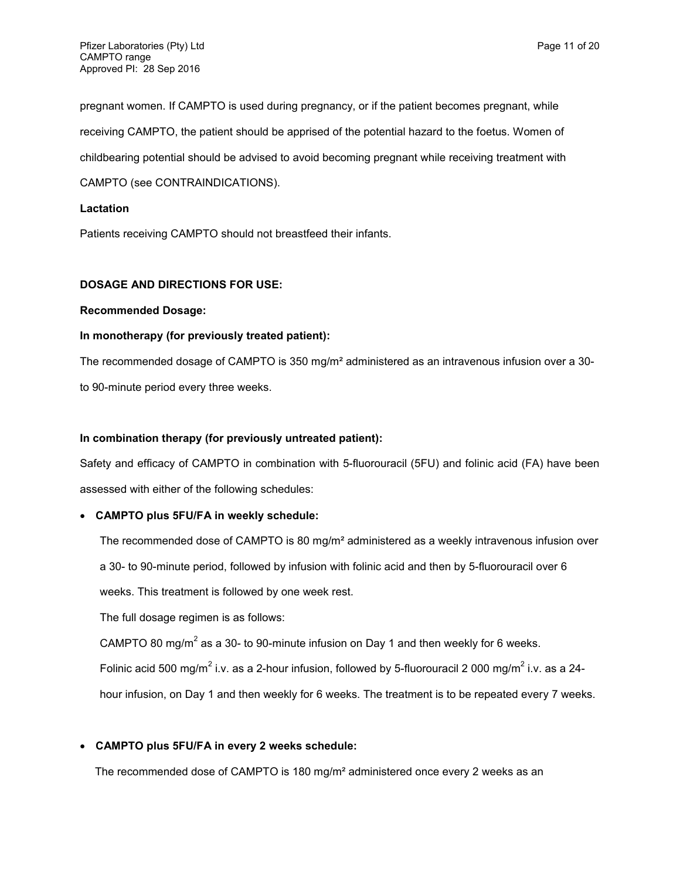pregnant women. If CAMPTO is used during pregnancy, or if the patient becomes pregnant, while receiving CAMPTO, the patient should be apprised of the potential hazard to the foetus. Women of childbearing potential should be advised to avoid becoming pregnant while receiving treatment with CAMPTO (see CONTRAINDICATIONS).

**Lactation**

Patients receiving CAMPTO should not breastfeed their infants.

**DOSAGE AND DIRECTIONS FOR USE:**

**Recommended Dosage:**

**In monotherapy (for previously treated patient):**

The recommended dosage of CAMPTO is 350 mg/m² administered as an intravenous infusion over a 30- to 90-minute period every three weeks.

**In combination therapy (for previously untreated patient):**

Safety and efficacy of CAMPTO in combination with 5-fluorouracil (5FU) and folinic acid (FA) have been assessed with either of the following schedules:

- **CAMPTO plus 5FU/FA in weekly schedule:**

  The recommended dose of CAMPTO is 80 mg/m² administered as a weekly intravenous infusion over a 30- to 90-minute period, followed by infusion with folinic acid and then by 5-fluorouracil over 6 weeks. This treatment is followed by one week rest.

  The full dosage regimen is as follows:

  CAMPTO 80 mg/m$^2$ as a 30- to 90-minute infusion on Day 1 and then weekly for 6 weeks.

  Folinic acid 500 mg/m$^2$ i.v. as a 2-hour infusion, followed by 5-fluorouracil 2 000 mg/m$^2$ i.v. as a 24-hour infusion, on Day 1 and then weekly for 6 weeks. The treatment is to be repeated every 7 weeks.

- **CAMPTO plus 5FU/FA in every 2 weeks schedule:**

  The recommended dose of CAMPTO is 180 mg/m² administered once every 2 weeks as an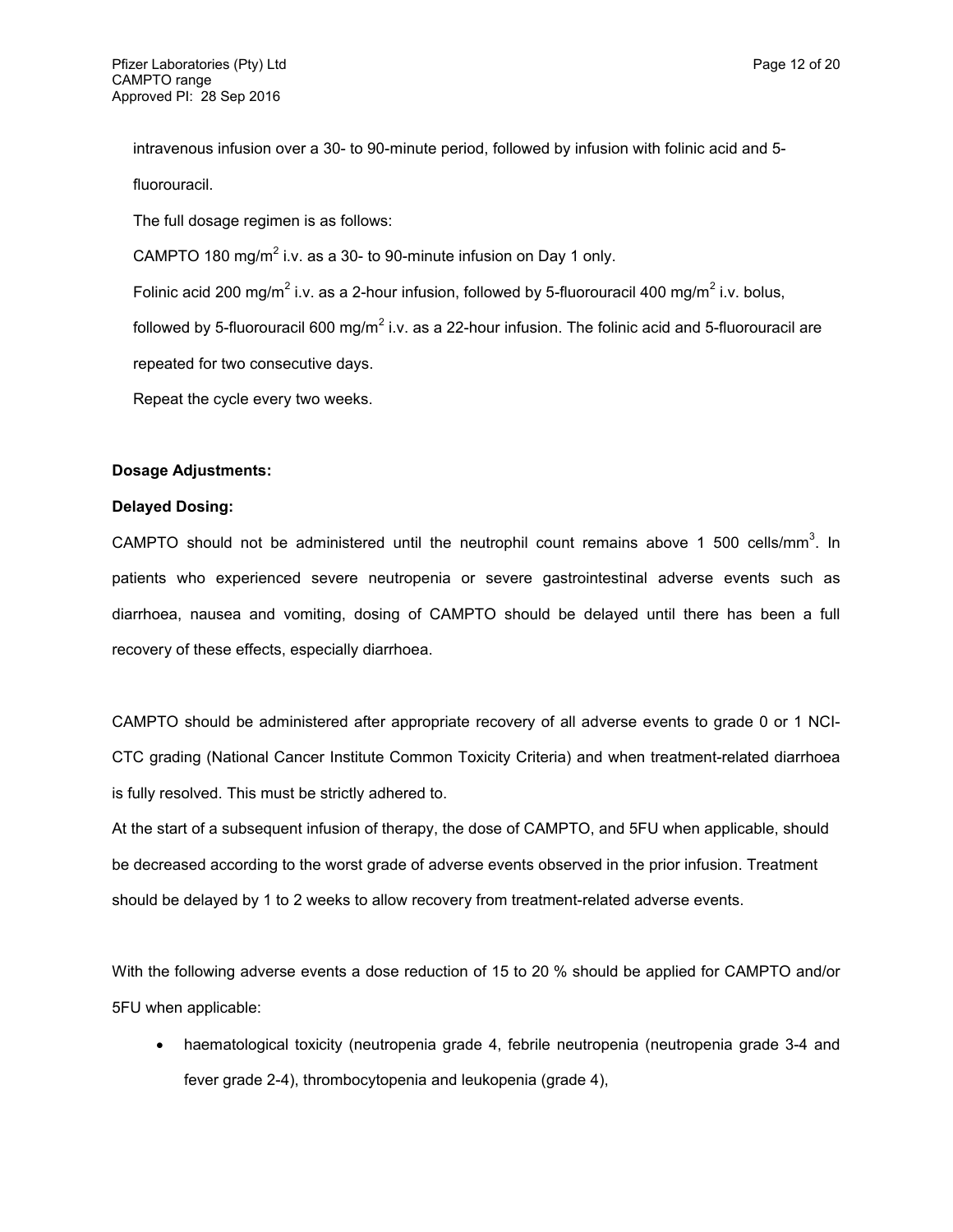intravenous infusion over a 30- to 90-minute period, followed by infusion with folinic acid and 5-fluorouracil.

The full dosage regimen is as follows:

CAMPTO 180 mg/m$^2$ i.v. as a 30- to 90-minute infusion on Day 1 only.

Folinic acid 200 mg/m$^2$ i.v. as a 2-hour infusion, followed by 5-fluorouracil 400 mg/m$^2$ i.v. bolus, followed by 5-fluorouracil 600 mg/m$^2$ i.v. as a 22-hour infusion. The folinic acid and 5-fluorouracil are repeated for two consecutive days.

Repeat the cycle every two weeks.

**Dosage Adjustments:**

**Delayed Dosing:**

CAMPTO should not be administered until the neutrophil count remains above 1 500 cells/mm$^3$. In patients who experienced severe neutropenia or severe gastrointestinal adverse events such as diarrhoea, nausea and vomiting, dosing of CAMPTO should be delayed until there has been a full recovery of these effects, especially diarrhoea.

CAMPTO should be administered after appropriate recovery of all adverse events to grade 0 or 1 NCI-CTC grading (National Cancer Institute Common Toxicity Criteria) and when treatment-related diarrhoea is fully resolved. This must be strictly adhered to.

At the start of a subsequent infusion of therapy, the dose of CAMPTO, and 5FU when applicable, should be decreased according to the worst grade of adverse events observed in the prior infusion. Treatment should be delayed by 1 to 2 weeks to allow recovery from treatment-related adverse events.

With the following adverse events a dose reduction of 15 to 20 % should be applied for CAMPTO and/or 5FU when applicable:

- haematological toxicity (neutropenia grade 4, febrile neutropenia (neutropenia grade 3-4 and fever grade 2-4), thrombocytopenia and leukopenia (grade 4),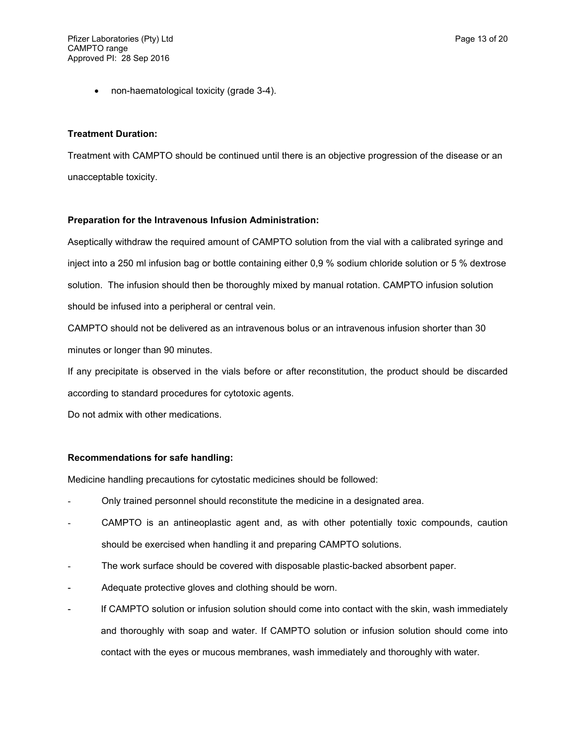- non-haematological toxicity (grade 3-4).

**Treatment Duration:**

Treatment with CAMPTO should be continued until there is an objective progression of the disease or an unacceptable toxicity.

**Preparation for the Intravenous Infusion Administration:**

Aseptically withdraw the required amount of CAMPTO solution from the vial with a calibrated syringe and inject into a 250 ml infusion bag or bottle containing either 0,9 % sodium chloride solution or 5 % dextrose solution. The infusion should then be thoroughly mixed by manual rotation. CAMPTO infusion solution should be infused into a peripheral or central vein.

CAMPTO should not be delivered as an intravenous bolus or an intravenous infusion shorter than 30 minutes or longer than 90 minutes.

If any precipitate is observed in the vials before or after reconstitution, the product should be discarded according to standard procedures for cytotoxic agents.

Do not admix with other medications.

**Recommendations for safe handling:**

Medicine handling precautions for cytostatic medicines should be followed:

- Only trained personnel should reconstitute the medicine in a designated area.
- CAMPTO is an antineoplastic agent and, as with other potentially toxic compounds, caution should be exercised when handling it and preparing CAMPTO solutions.
- The work surface should be covered with disposable plastic-backed absorbent paper.
- Adequate protective gloves and clothing should be worn.
- If CAMPTO solution or infusion solution should come into contact with the skin, wash immediately and thoroughly with soap and water. If CAMPTO solution or infusion solution should come into contact with the eyes or mucous membranes, wash immediately and thoroughly with water.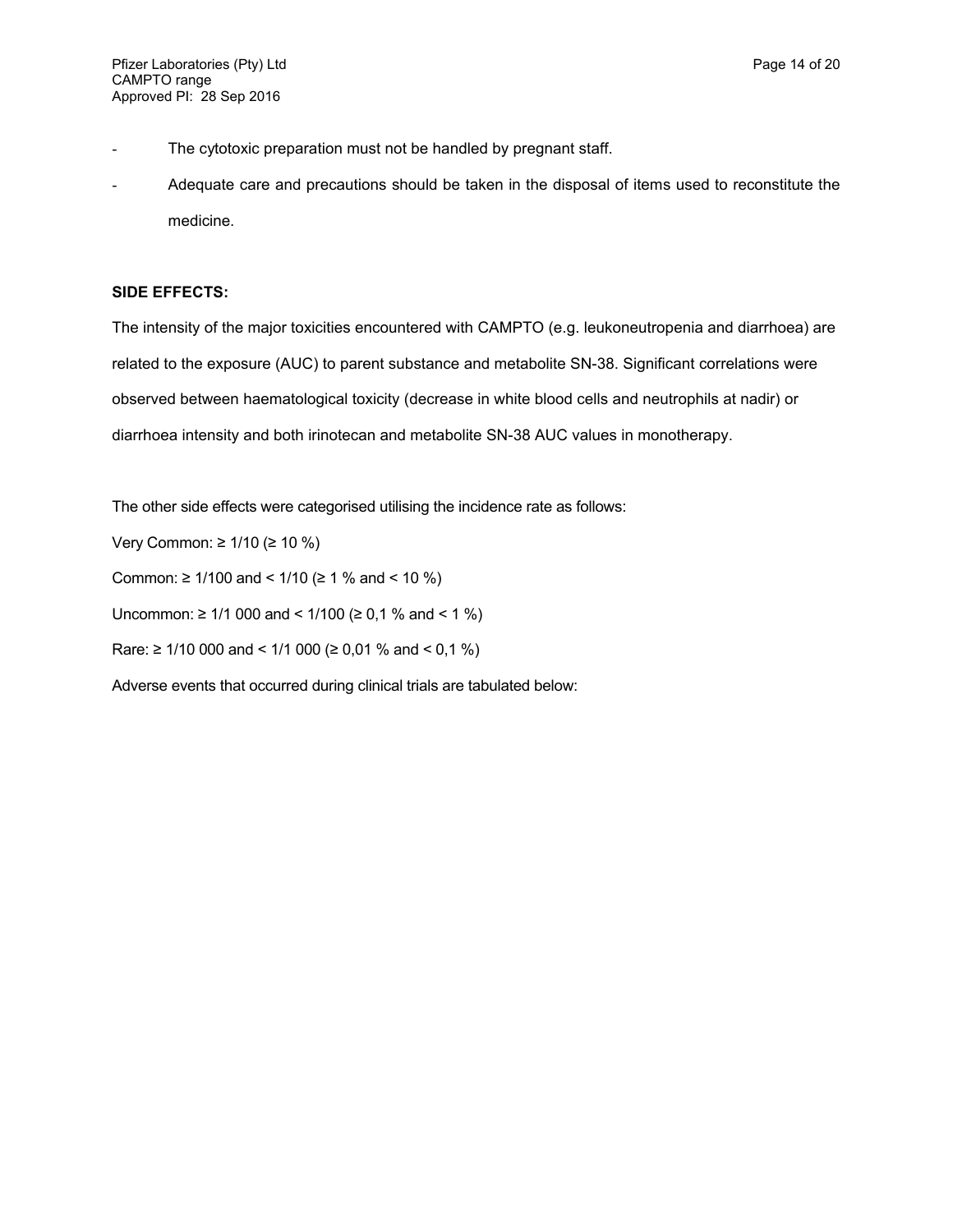- The cytotoxic preparation must not be handled by pregnant staff.
- Adequate care and precautions should be taken in the disposal of items used to reconstitute the medicine.

**SIDE EFFECTS:**

The intensity of the major toxicities encountered with CAMPTO (e.g. leukoneutropenia and diarrhoea) are related to the exposure (AUC) to parent substance and metabolite SN-38. Significant correlations were observed between haematological toxicity (decrease in white blood cells and neutrophils at nadir) or diarrhoea intensity and both irinotecan and metabolite SN-38 AUC values in monotherapy.

The other side effects were categorised utilising the incidence rate as follows:

Very Common: ≥ 1/10 (≥ 10 %)

Common: ≥ 1/100 and < 1/10 (≥ 1 % and < 10 %)

Uncommon: ≥ 1/1 000 and < 1/100 (≥ 0,1 % and < 1 %)

Rare: ≥ 1/10 000 and < 1/1 000 (≥ 0,01 % and < 0,1 %)

Adverse events that occurred during clinical trials are tabulated below: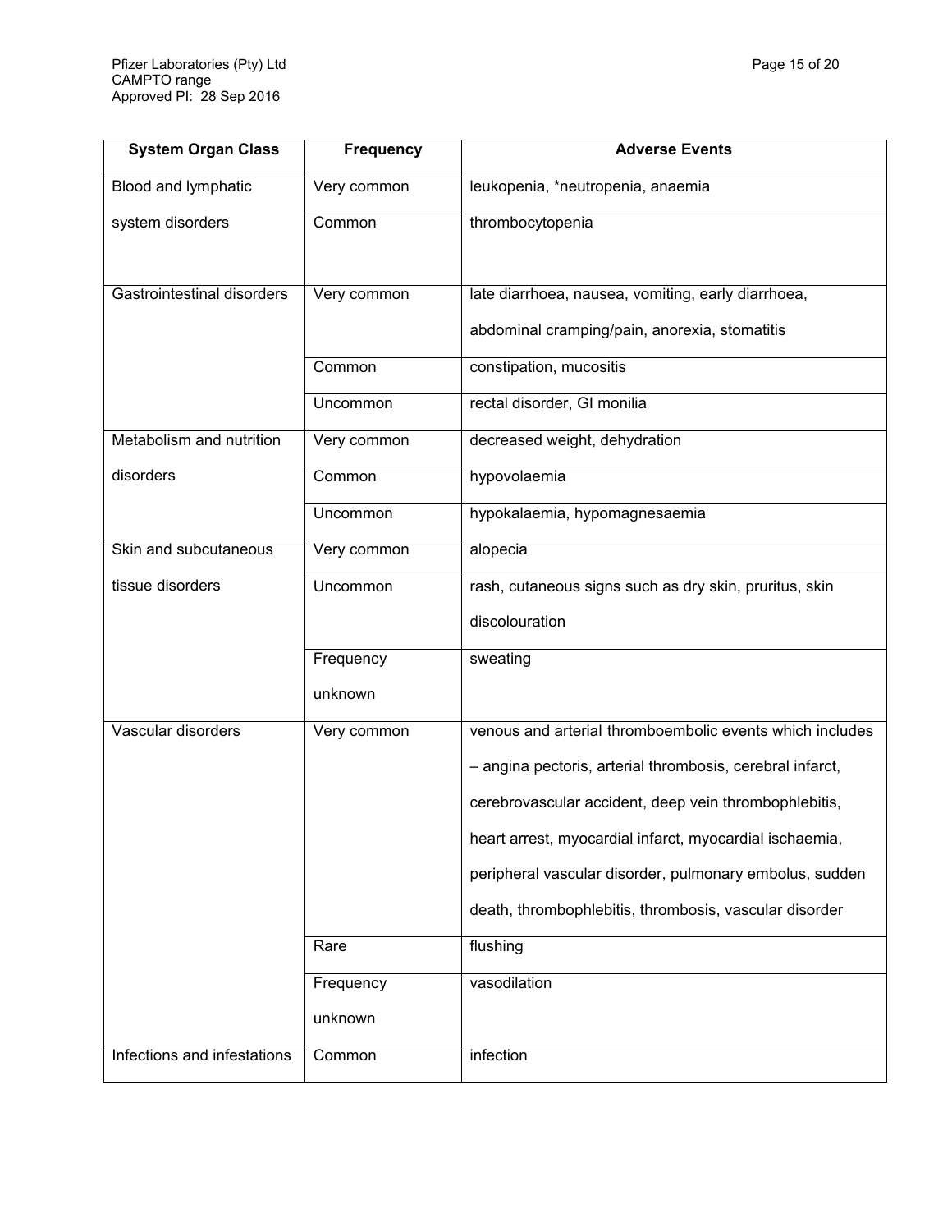| System Organ Class | Frequency | Adverse Events |
|---|---|---|
| Blood and lymphatic system disorders | Very common | leukopenia, *neutropenia, anaemia |
| | Common | thrombocytopenia |
| Gastrointestinal disorders | Very common | late diarrhoea, nausea, vomiting, early diarrhoea, abdominal cramping/pain, anorexia, stomatitis |
| | Common | constipation, mucositis |
| | Uncommon | rectal disorder, GI monilia |
| Metabolism and nutrition disorders | Very common | decreased weight, dehydration |
| | Common | hypovolaemia |
| | Uncommon | hypokalaemia, hypomagnesaemia |
| Skin and subcutaneous tissue disorders | Very common | alopecia |
| | Uncommon | rash, cutaneous signs such as dry skin, pruritus, skin discolouration |
| | Frequency unknown | sweating |
| Vascular disorders | Very common | venous and arterial thromboembolic events which includes – angina pectoris, arterial thrombosis, cerebral infarct, cerebrovascular accident, deep vein thrombophlebitis, heart arrest, myocardial infarct, myocardial ischaemia, peripheral vascular disorder, pulmonary embolus, sudden death, thrombophlebitis, thrombosis, vascular disorder |
| | Rare | flushing |
| | Frequency unknown | vasodilation |
| Infections and infestations | Common | infection |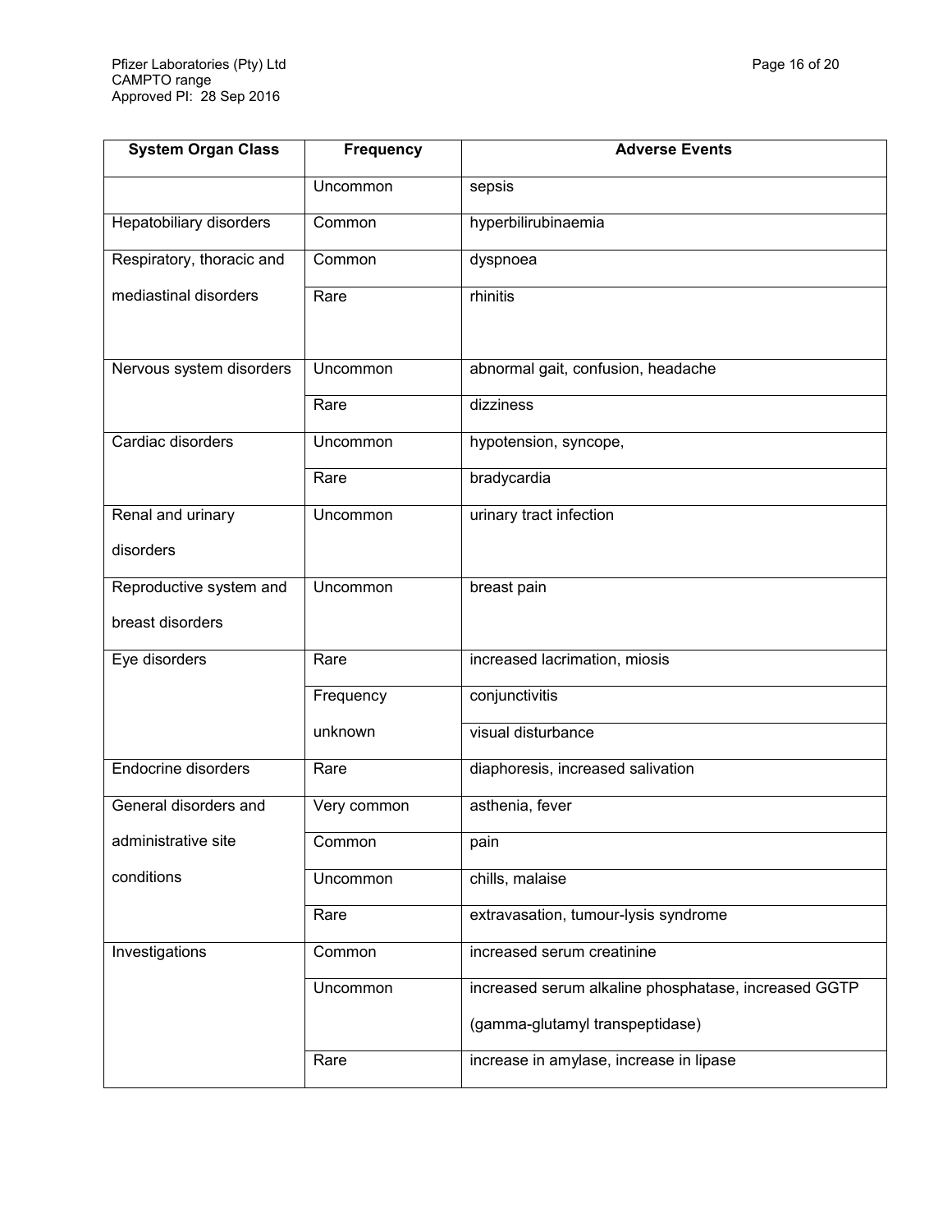| System Organ Class | Frequency | Adverse Events |
| --- | --- | --- |
| | Uncommon | sepsis |
| Hepatobiliary disorders | Common | hyperbilirubinaemia |
| Respiratory, thoracic and mediastinal disorders | Common | dyspnoea |
| | Rare | rhinitis |
| Nervous system disorders | Uncommon | abnormal gait, confusion, headache |
| | Rare | dizziness |
| Cardiac disorders | Uncommon | hypotension, syncope, |
| | Rare | bradycardia |
| Renal and urinary disorders | Uncommon | urinary tract infection |
| Reproductive system and breast disorders | Uncommon | breast pain |
| Eye disorders | Rare | increased lacrimation, miosis |
| | Frequency unknown | conjunctivitis |
| | | visual disturbance |
| Endocrine disorders | Rare | diaphoresis, increased salivation |
| General disorders and administrative site conditions | Very common | asthenia, fever |
| | Common | pain |
| | Uncommon | chills, malaise |
| | Rare | extravasation, tumour-lysis syndrome |
| Investigations | Common | increased serum creatinine |
| | Uncommon | increased serum alkaline phosphatase, increased GGTP (gamma-glutamyl transpeptidase) |
| | Rare | increase in amylase, increase in lipase |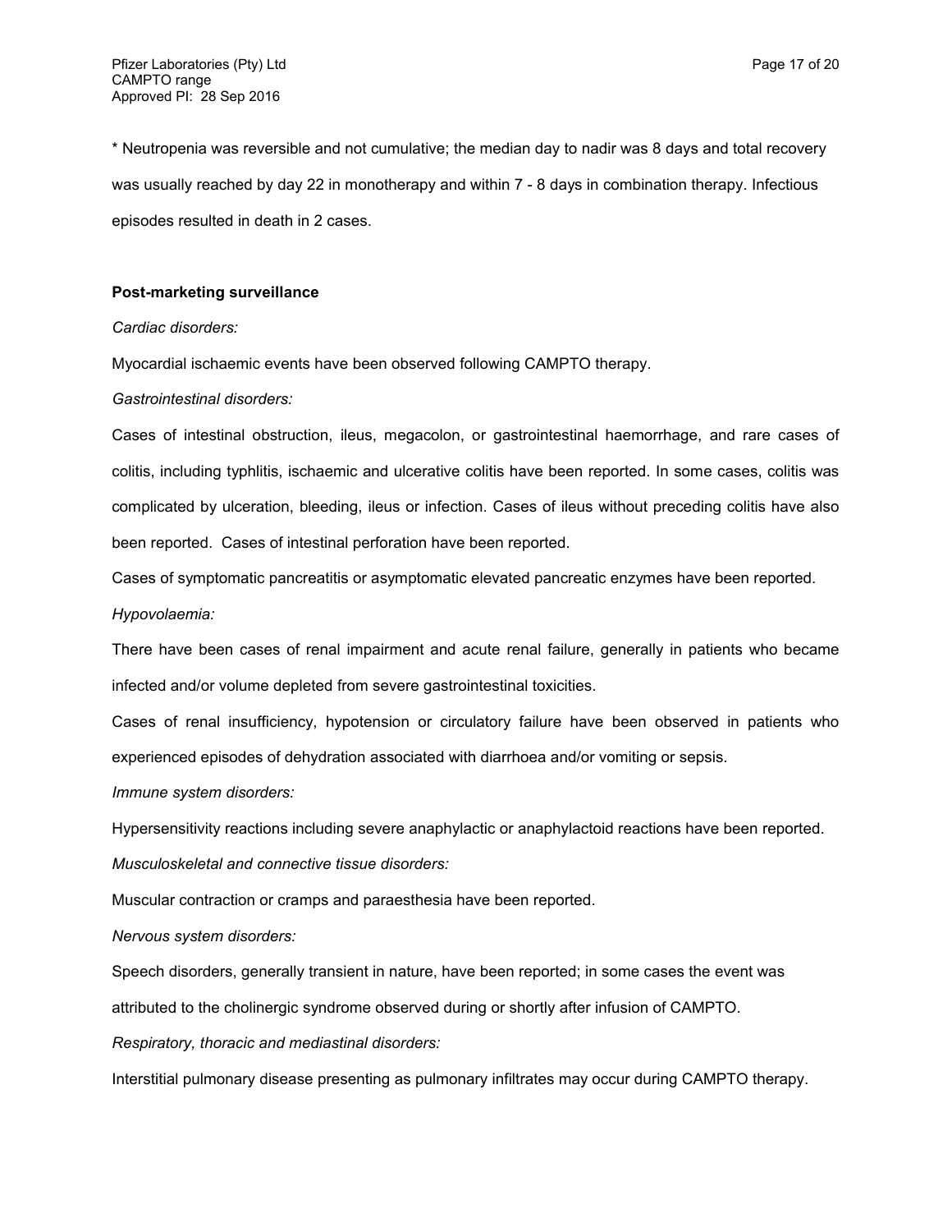* Neutropenia was reversible and not cumulative; the median day to nadir was 8 days and total recovery was usually reached by day 22 in monotherapy and within 7 - 8 days in combination therapy. Infectious episodes resulted in death in 2 cases.

**Post-marketing surveillance**

*Cardiac disorders:*

Myocardial ischaemic events have been observed following CAMPTO therapy.

*Gastrointestinal disorders:*

Cases of intestinal obstruction, ileus, megacolon, or gastrointestinal haemorrhage, and rare cases of colitis, including typhlitis, ischaemic and ulcerative colitis have been reported. In some cases, colitis was complicated by ulceration, bleeding, ileus or infection. Cases of ileus without preceding colitis have also been reported. Cases of intestinal perforation have been reported.

Cases of symptomatic pancreatitis or asymptomatic elevated pancreatic enzymes have been reported.

*Hypovolaemia:*

There have been cases of renal impairment and acute renal failure, generally in patients who became infected and/or volume depleted from severe gastrointestinal toxicities.

Cases of renal insufficiency, hypotension or circulatory failure have been observed in patients who experienced episodes of dehydration associated with diarrhoea and/or vomiting or sepsis.

*Immune system disorders:*

Hypersensitivity reactions including severe anaphylactic or anaphylactoid reactions have been reported.

*Musculoskeletal and connective tissue disorders:*

Muscular contraction or cramps and paraesthesia have been reported.

*Nervous system disorders:*

Speech disorders, generally transient in nature, have been reported; in some cases the event was attributed to the cholinergic syndrome observed during or shortly after infusion of CAMPTO.

*Respiratory, thoracic and mediastinal disorders:*

Interstitial pulmonary disease presenting as pulmonary infiltrates may occur during CAMPTO therapy.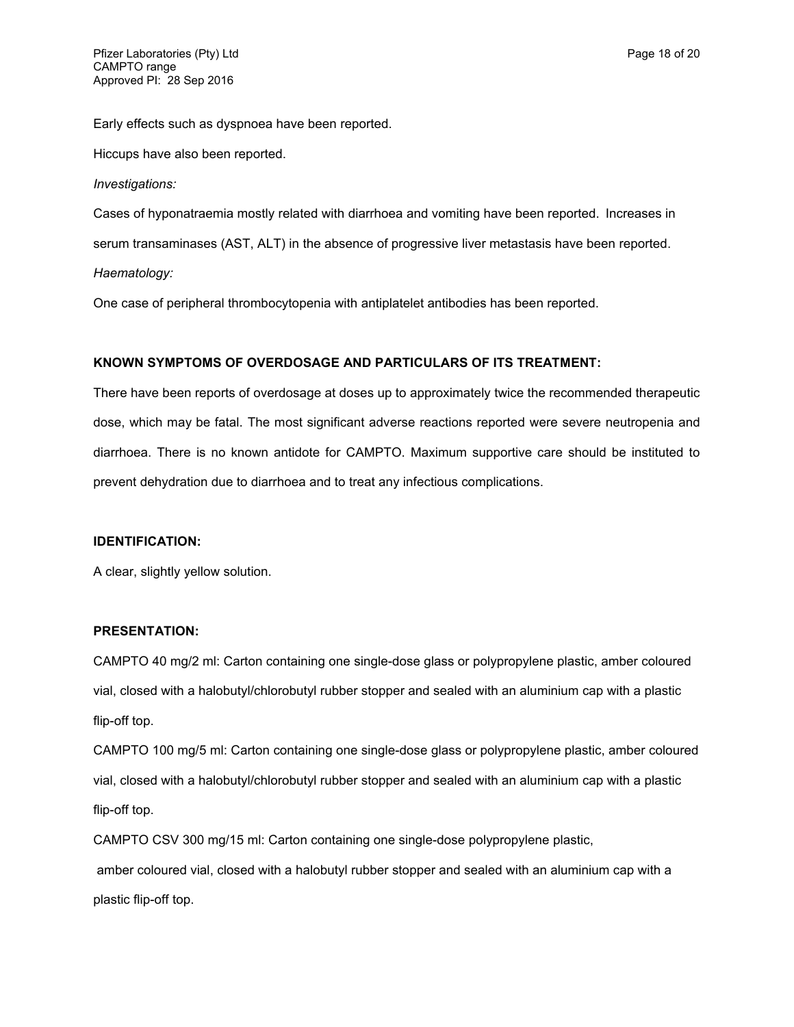Early effects such as dyspnoea have been reported.

Hiccups have also been reported.

*Investigations:*

Cases of hyponatraemia mostly related with diarrhoea and vomiting have been reported. Increases in serum transaminases (AST, ALT) in the absence of progressive liver metastasis have been reported.

*Haematology:*

One case of peripheral thrombocytopenia with antiplatelet antibodies has been reported.

**KNOWN SYMPTOMS OF OVERDOSAGE AND PARTICULARS OF ITS TREATMENT:**

There have been reports of overdosage at doses up to approximately twice the recommended therapeutic dose, which may be fatal. The most significant adverse reactions reported were severe neutropenia and diarrhoea. There is no known antidote for CAMPTO. Maximum supportive care should be instituted to prevent dehydration due to diarrhoea and to treat any infectious complications.

**IDENTIFICATION:**

A clear, slightly yellow solution.

**PRESENTATION:**

CAMPTO 40 mg/2 ml: Carton containing one single-dose glass or polypropylene plastic, amber coloured vial, closed with a halobutyl/chlorobutyl rubber stopper and sealed with an aluminium cap with a plastic flip-off top.

CAMPTO 100 mg/5 ml: Carton containing one single-dose glass or polypropylene plastic, amber coloured vial, closed with a halobutyl/chlorobutyl rubber stopper and sealed with an aluminium cap with a plastic flip-off top.

CAMPTO CSV 300 mg/15 ml: Carton containing one single-dose polypropylene plastic, amber coloured vial, closed with a halobutyl rubber stopper and sealed with an aluminium cap with a plastic flip-off top.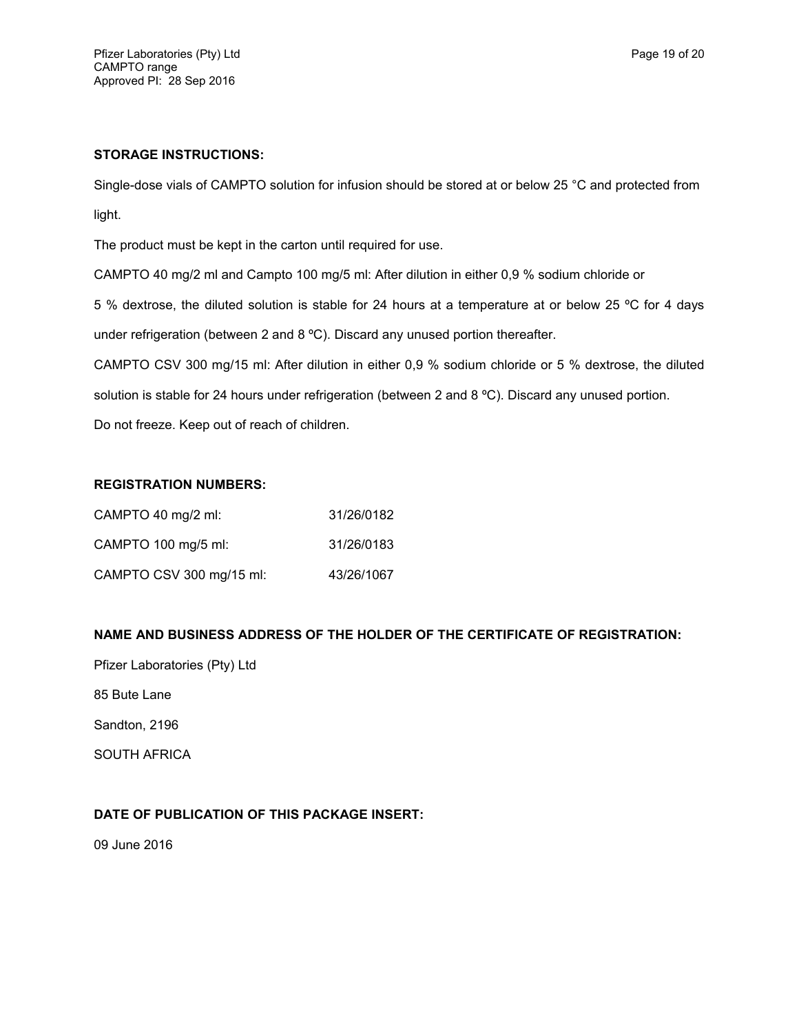**STORAGE INSTRUCTIONS:**

Single-dose vials of CAMPTO solution for infusion should be stored at or below 25 °C and protected from light.

The product must be kept in the carton until required for use.

CAMPTO 40 mg/2 ml and Campto 100 mg/5 ml: After dilution in either 0,9 % sodium chloride or 5 % dextrose, the diluted solution is stable for 24 hours at a temperature at or below 25 ºC for 4 days under refrigeration (between 2 and 8 ºC). Discard any unused portion thereafter.

CAMPTO CSV 300 mg/15 ml: After dilution in either 0,9 % sodium chloride or 5 % dextrose, the diluted solution is stable for 24 hours under refrigeration (between 2 and 8 ºC). Discard any unused portion.

Do not freeze. Keep out of reach of children.

**REGISTRATION NUMBERS:**

| | |
|---|---|
| CAMPTO 40 mg/2 ml: | 31/26/0182 |
| CAMPTO 100 mg/5 ml: | 31/26/0183 |
| CAMPTO CSV 300 mg/15 ml: | 43/26/1067 |

**NAME AND BUSINESS ADDRESS OF THE HOLDER OF THE CERTIFICATE OF REGISTRATION:**

Pfizer Laboratories (Pty) Ltd

85 Bute Lane

Sandton, 2196

SOUTH AFRICA

**DATE OF PUBLICATION OF THIS PACKAGE INSERT:**

09 June 2016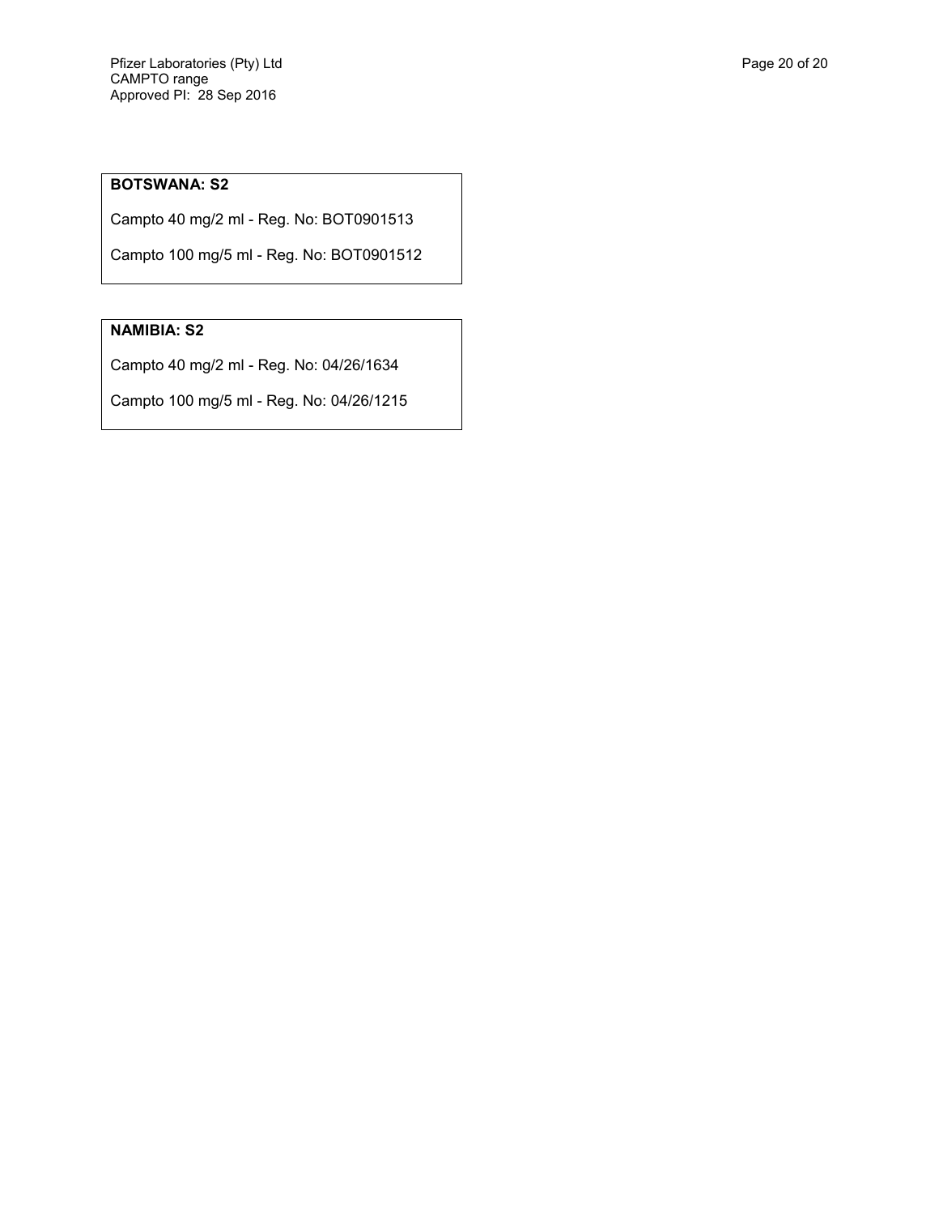**BOTSWANA: S2**

Campto 40 mg/2 ml - Reg. No: BOT0901513

Campto 100 mg/5 ml - Reg. No: BOT0901512

**NAMIBIA: S2**

Campto 40 mg/2 ml - Reg. No: 04/26/1634

Campto 100 mg/5 ml - Reg. No: 04/26/1215